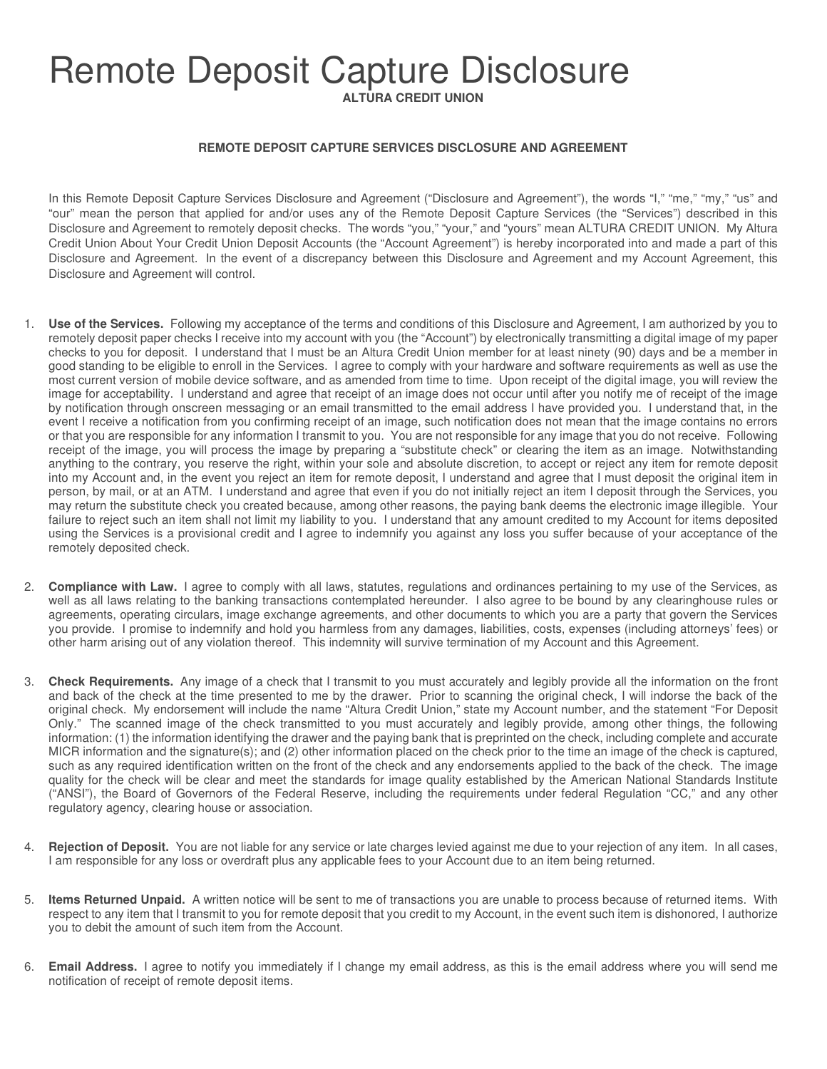# Remote Deposit Capture Disclosure

**ALTURA CREDIT UNION**

**REMOTE DEPOSIT CAPTURE SERVICES DISCLOSURE AND AGREEMENT**

In this Remote Deposit Capture Services Disclosure and Agreement ("Disclosure and Agreement"), the words "I," "me," "my," "us" and "our" mean the person that applied for and/or uses any of the Remote Deposit Capture Services (the "Services") described in this Disclosure and Agreement to remotely deposit checks. The words "you," "your," and "yours" mean ALTURA CREDIT UNION. My Altura Credit Union About Your Credit Union Deposit Accounts (the "Account Agreement") is hereby incorporated into and made a part of this Disclosure and Agreement. In the event of a discrepancy between this Disclosure and Agreement and my Account Agreement, this Disclosure and Agreement will control.

1. **Use of the Services.** Following my acceptance of the terms and conditions of this Disclosure and Agreement, I am authorized by you to remotely deposit paper checks I receive into my account with you (the "Account") by electronically transmitting a digital image of my paper checks to you for deposit. I understand that I must be an Altura Credit Union member for at least ninety (90) days and be a member in good standing to be eligible to enroll in the Services. I agree to comply with your hardware and software requirements as well as use the most current version of mobile device software, and as amended from time to time. Upon receipt of the digital image, you will review the image for acceptability. I understand and agree that receipt of an image does not occur until after you notify me of receipt of the image by notification through onscreen messaging or an email transmitted to the email address I have provided you. I understand that, in the event I receive a notification from you confirming receipt of an image, such notification does not mean that the image contains no errors or that you are responsible for any information I transmit to you. You are not responsible for any image that you do not receive. Following receipt of the image, you will process the image by preparing a "substitute check" or clearing the item as an image. Notwithstanding anything to the contrary, you reserve the right, within your sole and absolute discretion, to accept or reject any item for remote deposit into my Account and, in the event you reject an item for remote deposit, I understand and agree that I must deposit the original item in person, by mail, or at an ATM. I understand and agree that even if you do not initially reject an item I deposit through the Services, you may return the substitute check you created because, among other reasons, the paying bank deems the electronic image illegible. Your failure to reject such an item shall not limit my liability to you. I understand that any amount credited to my Account for items deposited using the Services is a provisional credit and I agree to indemnify you against any loss you suffer because of your acceptance of the remotely deposited check.

2. **Compliance with Law.** I agree to comply with all laws, statutes, regulations and ordinances pertaining to my use of the Services, as well as all laws relating to the banking transactions contemplated hereunder. I also agree to be bound by any clearinghouse rules or agreements, operating circulars, image exchange agreements, and other documents to which you are a party that govern the Services you provide. I promise to indemnify and hold you harmless from any damages, liabilities, costs, expenses (including attorneys' fees) or other harm arising out of any violation thereof. This indemnity will survive termination of my Account and this Agreement.

3. **Check Requirements.** Any image of a check that I transmit to you must accurately and legibly provide all the information on the front and back of the check at the time presented to me by the drawer. Prior to scanning the original check, I will indorse the back of the original check. My endorsement will include the name "Altura Credit Union," state my Account number, and the statement "For Deposit Only." The scanned image of the check transmitted to you must accurately and legibly provide, among other things, the following information: (1) the information identifying the drawer and the paying bank that is preprinted on the check, including complete and accurate MICR information and the signature(s); and (2) other information placed on the check prior to the time an image of the check is captured, such as any required identification written on the front of the check and any endorsements applied to the back of the check. The image quality for the check will be clear and meet the standards for image quality established by the American National Standards Institute ("ANSI"), the Board of Governors of the Federal Reserve, including the requirements under federal Regulation "CC," and any other regulatory agency, clearing house or association.

4. **Rejection of Deposit.** You are not liable for any service or late charges levied against me due to your rejection of any item. In all cases, I am responsible for any loss or overdraft plus any applicable fees to your Account due to an item being returned.

5. **Items Returned Unpaid.** A written notice will be sent to me of transactions you are unable to process because of returned items. With respect to any item that I transmit to you for remote deposit that you credit to my Account, in the event such item is dishonored, I authorize you to debit the amount of such item from the Account.

6. **Email Address.** I agree to notify you immediately if I change my email address, as this is the email address where you will send me notification of receipt of remote deposit items.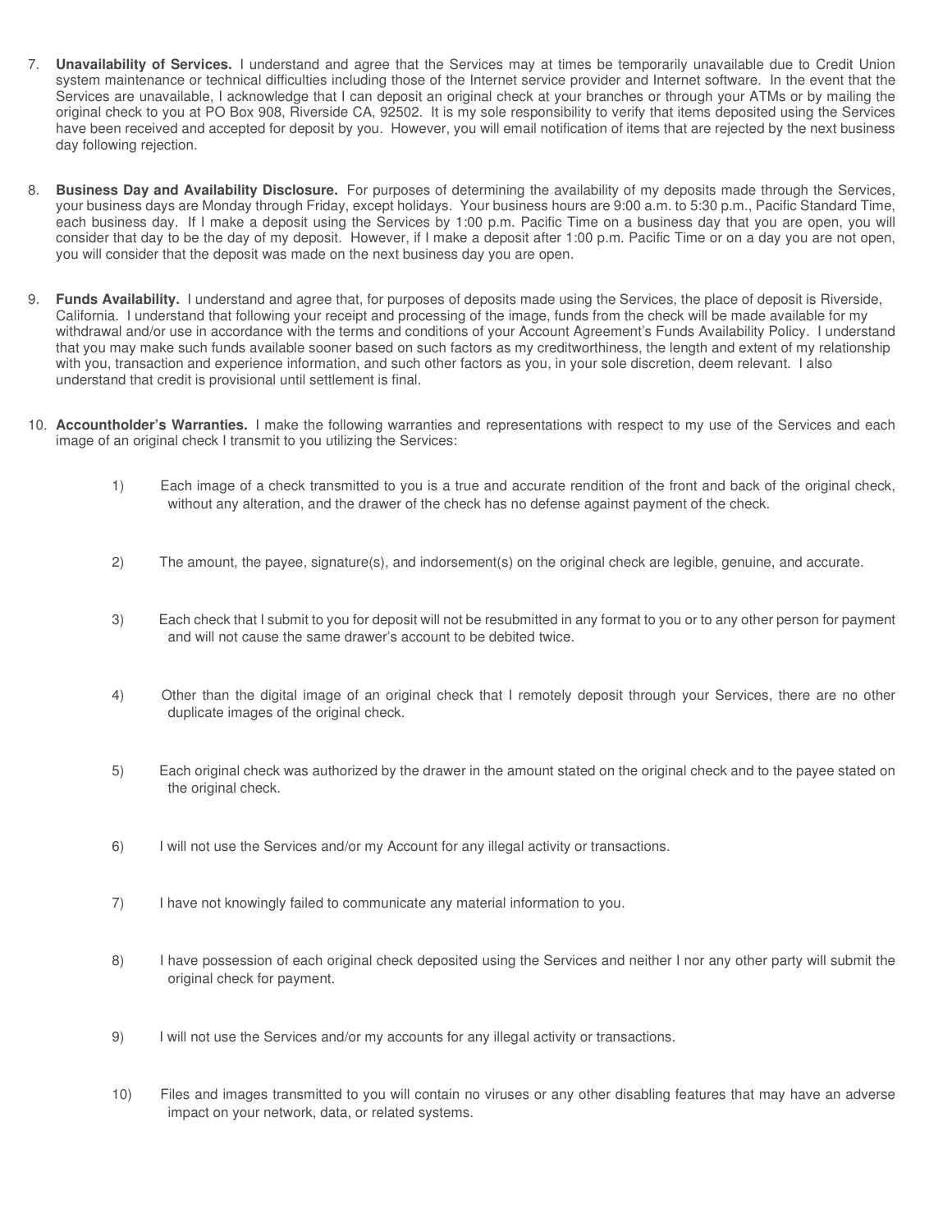7. **Unavailability of Services.** I understand and agree that the Services may at times be temporarily unavailable due to Credit Union system maintenance or technical difficulties including those of the Internet service provider and Internet software. In the event that the Services are unavailable, I acknowledge that I can deposit an original check at your branches or through your ATMs or by mailing the original check to you at PO Box 908, Riverside CA, 92502. It is my sole responsibility to verify that items deposited using the Services have been received and accepted for deposit by you. However, you will email notification of items that are rejected by the next business day following rejection.

8. **Business Day and Availability Disclosure.** For purposes of determining the availability of my deposits made through the Services, your business days are Monday through Friday, except holidays. Your business hours are 9:00 a.m. to 5:30 p.m., Pacific Standard Time, each business day. If I make a deposit using the Services by 1:00 p.m. Pacific Time on a business day that you are open, you will consider that day to be the day of my deposit. However, if I make a deposit after 1:00 p.m. Pacific Time or on a day you are not open, you will consider that the deposit was made on the next business day you are open.

9. **Funds Availability.** I understand and agree that, for purposes of deposits made using the Services, the place of deposit is Riverside, California. I understand that following your receipt and processing of the image, funds from the check will be made available for my withdrawal and/or use in accordance with the terms and conditions of your Account Agreement's Funds Availability Policy. I understand that you may make such funds available sooner based on such factors as my creditworthiness, the length and extent of my relationship with you, transaction and experience information, and such other factors as you, in your sole discretion, deem relevant. I also understand that credit is provisional until settlement is final.

10. **Accountholder's Warranties.** I make the following warranties and representations with respect to my use of the Services and each image of an original check I transmit to you utilizing the Services:

    1) Each image of a check transmitted to you is a true and accurate rendition of the front and back of the original check, without any alteration, and the drawer of the check has no defense against payment of the check.

    2) The amount, the payee, signature(s), and indorsement(s) on the original check are legible, genuine, and accurate.

    3) Each check that I submit to you for deposit will not be resubmitted in any format to you or to any other person for payment and will not cause the same drawer's account to be debited twice.

    4) Other than the digital image of an original check that I remotely deposit through your Services, there are no other duplicate images of the original check.

    5) Each original check was authorized by the drawer in the amount stated on the original check and to the payee stated on the original check.

    6) I will not use the Services and/or my Account for any illegal activity or transactions.

    7) I have not knowingly failed to communicate any material information to you.

    8) I have possession of each original check deposited using the Services and neither I nor any other party will submit the original check for payment.

    9) I will not use the Services and/or my accounts for any illegal activity or transactions.

    10) Files and images transmitted to you will contain no viruses or any other disabling features that may have an adverse impact on your network, data, or related systems.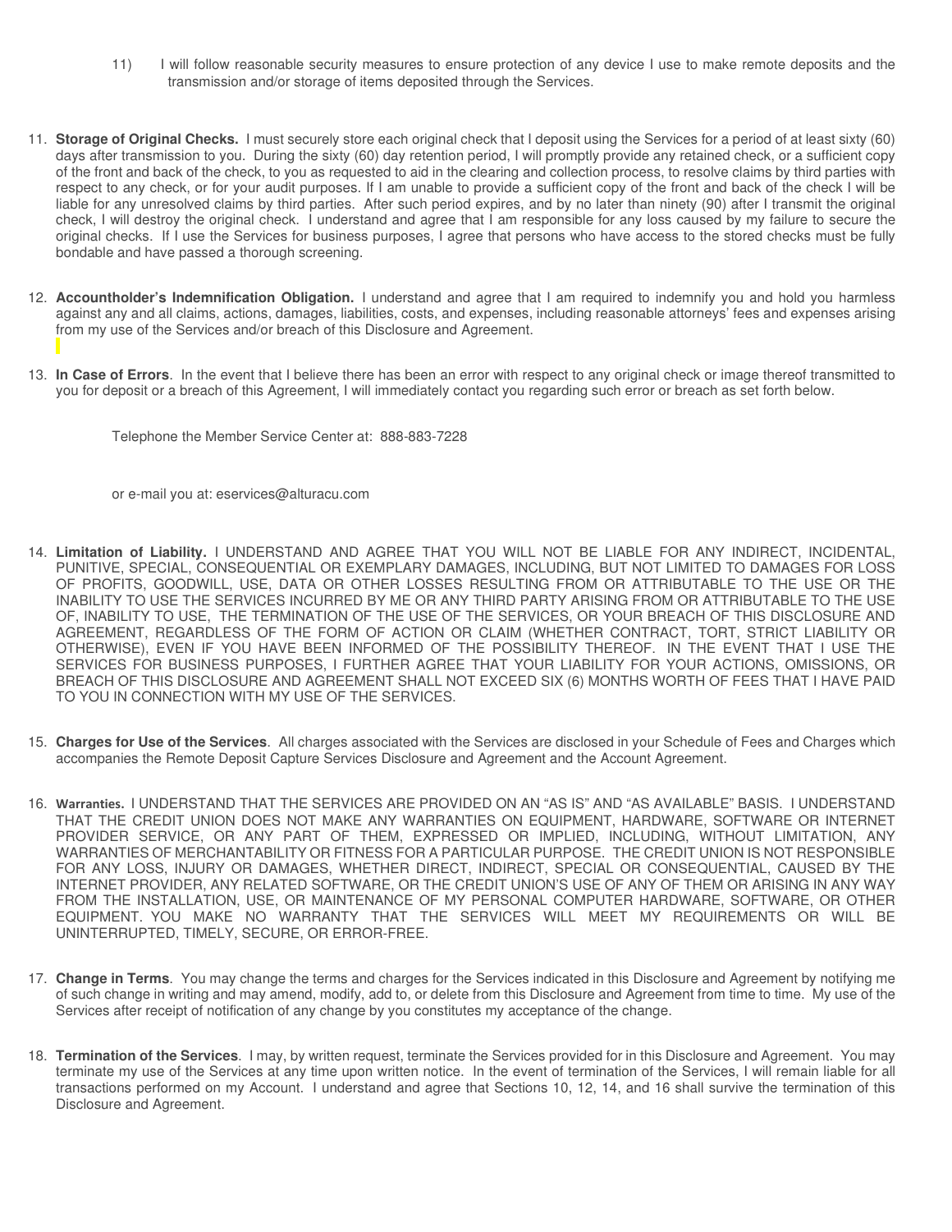11) I will follow reasonable security measures to ensure protection of any device I use to make remote deposits and the transmission and/or storage of items deposited through the Services.

11. **Storage of Original Checks.** I must securely store each original check that I deposit using the Services for a period of at least sixty (60) days after transmission to you. During the sixty (60) day retention period, I will promptly provide any retained check, or a sufficient copy of the front and back of the check, to you as requested to aid in the clearing and collection process, to resolve claims by third parties with respect to any check, or for your audit purposes. If I am unable to provide a sufficient copy of the front and back of the check I will be liable for any unresolved claims by third parties. After such period expires, and by no later than ninety (90) after I transmit the original check, I will destroy the original check. I understand and agree that I am responsible for any loss caused by my failure to secure the original checks. If I use the Services for business purposes, I agree that persons who have access to the stored checks must be fully bondable and have passed a thorough screening.

12. **Accountholder's Indemnification Obligation.** I understand and agree that I am required to indemnify you and hold you harmless against any and all claims, actions, damages, liabilities, costs, and expenses, including reasonable attorneys' fees and expenses arising from my use of the Services and/or breach of this Disclosure and Agreement.

13. **In Case of Errors**. In the event that I believe there has been an error with respect to any original check or image thereof transmitted to you for deposit or a breach of this Agreement, I will immediately contact you regarding such error or breach as set forth below.

    Telephone the Member Service Center at: 888-883-7228

    or e-mail you at: eservices@alturacu.com

14. **Limitation of Liability.** I UNDERSTAND AND AGREE THAT YOU WILL NOT BE LIABLE FOR ANY INDIRECT, INCIDENTAL, PUNITIVE, SPECIAL, CONSEQUENTIAL OR EXEMPLARY DAMAGES, INCLUDING, BUT NOT LIMITED TO DAMAGES FOR LOSS OF PROFITS, GOODWILL, USE, DATA OR OTHER LOSSES RESULTING FROM OR ATTRIBUTABLE TO THE USE OR THE INABILITY TO USE THE SERVICES INCURRED BY ME OR ANY THIRD PARTY ARISING FROM OR ATTRIBUTABLE TO THE USE OF, INABILITY TO USE, THE TERMINATION OF THE USE OF THE SERVICES, OR YOUR BREACH OF THIS DISCLOSURE AND AGREEMENT, REGARDLESS OF THE FORM OF ACTION OR CLAIM (WHETHER CONTRACT, TORT, STRICT LIABILITY OR OTHERWISE), EVEN IF YOU HAVE BEEN INFORMED OF THE POSSIBILITY THEREOF. IN THE EVENT THAT I USE THE SERVICES FOR BUSINESS PURPOSES, I FURTHER AGREE THAT YOUR LIABILITY FOR YOUR ACTIONS, OMISSIONS, OR BREACH OF THIS DISCLOSURE AND AGREEMENT SHALL NOT EXCEED SIX (6) MONTHS WORTH OF FEES THAT I HAVE PAID TO YOU IN CONNECTION WITH MY USE OF THE SERVICES.

15. **Charges for Use of the Services**. All charges associated with the Services are disclosed in your Schedule of Fees and Charges which accompanies the Remote Deposit Capture Services Disclosure and Agreement and the Account Agreement.

16. **Warranties.** I UNDERSTAND THAT THE SERVICES ARE PROVIDED ON AN "AS IS" AND "AS AVAILABLE" BASIS. I UNDERSTAND THAT THE CREDIT UNION DOES NOT MAKE ANY WARRANTIES ON EQUIPMENT, HARDWARE, SOFTWARE OR INTERNET PROVIDER SERVICE, OR ANY PART OF THEM, EXPRESSED OR IMPLIED, INCLUDING, WITHOUT LIMITATION, ANY WARRANTIES OF MERCHANTABILITY OR FITNESS FOR A PARTICULAR PURPOSE. THE CREDIT UNION IS NOT RESPONSIBLE FOR ANY LOSS, INJURY OR DAMAGES, WHETHER DIRECT, INDIRECT, SPECIAL OR CONSEQUENTIAL, CAUSED BY THE INTERNET PROVIDER, ANY RELATED SOFTWARE, OR THE CREDIT UNION'S USE OF ANY OF THEM OR ARISING IN ANY WAY FROM THE INSTALLATION, USE, OR MAINTENANCE OF MY PERSONAL COMPUTER HARDWARE, SOFTWARE, OR OTHER EQUIPMENT. YOU MAKE NO WARRANTY THAT THE SERVICES WILL MEET MY REQUIREMENTS OR WILL BE UNINTERRUPTED, TIMELY, SECURE, OR ERROR-FREE.

17. **Change in Terms**. You may change the terms and charges for the Services indicated in this Disclosure and Agreement by notifying me of such change in writing and may amend, modify, add to, or delete from this Disclosure and Agreement from time to time. My use of the Services after receipt of notification of any change by you constitutes my acceptance of the change.

18. **Termination of the Services**. I may, by written request, terminate the Services provided for in this Disclosure and Agreement. You may terminate my use of the Services at any time upon written notice. In the event of termination of the Services, I will remain liable for all transactions performed on my Account. I understand and agree that Sections 10, 12, 14, and 16 shall survive the termination of this Disclosure and Agreement.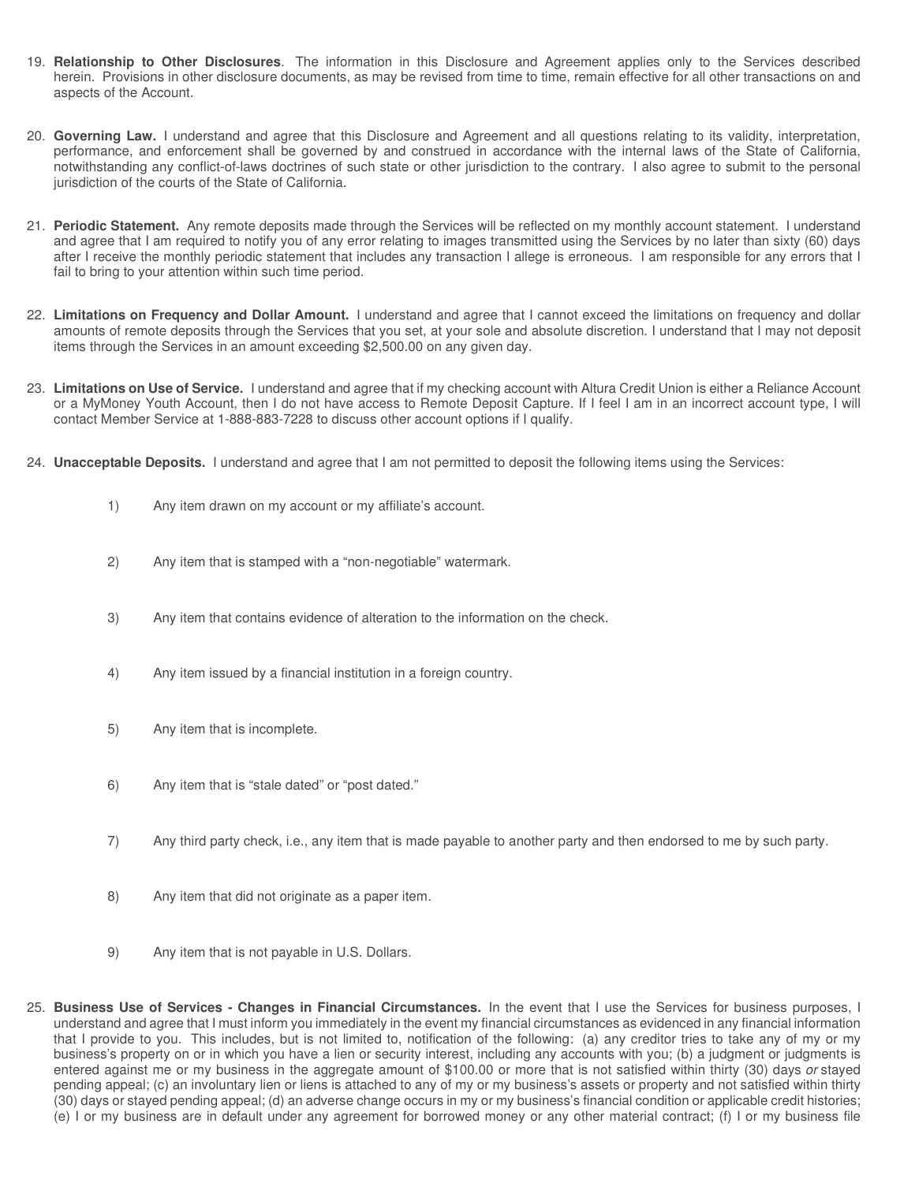19. **Relationship to Other Disclosures**. The information in this Disclosure and Agreement applies only to the Services described herein. Provisions in other disclosure documents, as may be revised from time to time, remain effective for all other transactions on and aspects of the Account.

20. **Governing Law.** I understand and agree that this Disclosure and Agreement and all questions relating to its validity, interpretation, performance, and enforcement shall be governed by and construed in accordance with the internal laws of the State of California, notwithstanding any conflict-of-laws doctrines of such state or other jurisdiction to the contrary. I also agree to submit to the personal jurisdiction of the courts of the State of California.

21. **Periodic Statement.** Any remote deposits made through the Services will be reflected on my monthly account statement. I understand and agree that I am required to notify you of any error relating to images transmitted using the Services by no later than sixty (60) days after I receive the monthly periodic statement that includes any transaction I allege is erroneous. I am responsible for any errors that I fail to bring to your attention within such time period.

22. **Limitations on Frequency and Dollar Amount.** I understand and agree that I cannot exceed the limitations on frequency and dollar amounts of remote deposits through the Services that you set, at your sole and absolute discretion. I understand that I may not deposit items through the Services in an amount exceeding $2,500.00 on any given day.

23. **Limitations on Use of Service.** I understand and agree that if my checking account with Altura Credit Union is either a Reliance Account or a MyMoney Youth Account, then I do not have access to Remote Deposit Capture. If I feel I am in an incorrect account type, I will contact Member Service at 1-888-883-7228 to discuss other account options if I qualify.

24. **Unacceptable Deposits.** I understand and agree that I am not permitted to deposit the following items using the Services:

    1) Any item drawn on my account or my affiliate's account.

    2) Any item that is stamped with a "non-negotiable" watermark.

    3) Any item that contains evidence of alteration to the information on the check.

    4) Any item issued by a financial institution in a foreign country.

    5) Any item that is incomplete.

    6) Any item that is "stale dated" or "post dated."

    7) Any third party check, i.e., any item that is made payable to another party and then endorsed to me by such party.

    8) Any item that did not originate as a paper item.

    9) Any item that is not payable in U.S. Dollars.

25. **Business Use of Services - Changes in Financial Circumstances.** In the event that I use the Services for business purposes, I understand and agree that I must inform you immediately in the event my financial circumstances as evidenced in any financial information that I provide to you. This includes, but is not limited to, notification of the following: (a) any creditor tries to take any of my or my business's property on or in which you have a lien or security interest, including any accounts with you; (b) a judgment or judgments is entered against me or my business in the aggregate amount of $100.00 or more that is not satisfied within thirty (30) days *or* stayed pending appeal; (c) an involuntary lien or liens is attached to any of my or my business's assets or property and not satisfied within thirty (30) days or stayed pending appeal; (d) an adverse change occurs in my or my business's financial condition or applicable credit histories; (e) I or my business are in default under any agreement for borrowed money or any other material contract; (f) I or my business file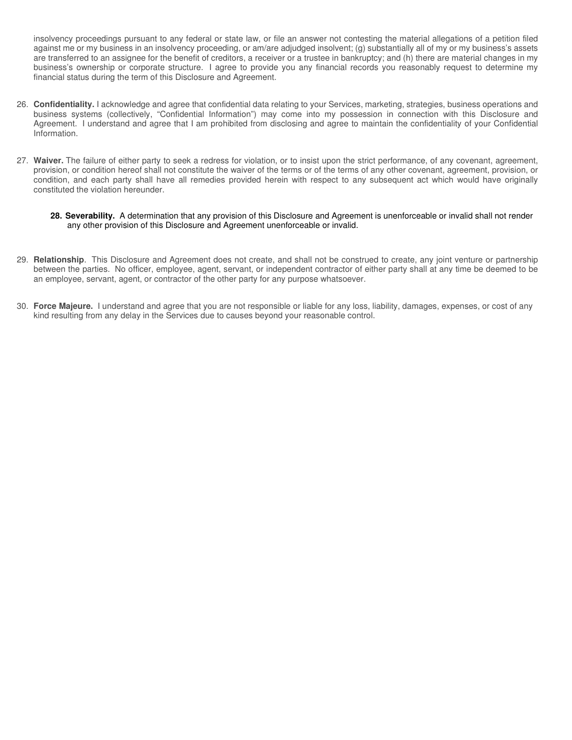insolvency proceedings pursuant to any federal or state law, or file an answer not contesting the material allegations of a petition filed against me or my business in an insolvency proceeding, or am/are adjudged insolvent; (g) substantially all of my or my business's assets are transferred to an assignee for the benefit of creditors, a receiver or a trustee in bankruptcy; and (h) there are material changes in my business's ownership or corporate structure. I agree to provide you any financial records you reasonably request to determine my financial status during the term of this Disclosure and Agreement.

26. **Confidentiality.** I acknowledge and agree that confidential data relating to your Services, marketing, strategies, business operations and business systems (collectively, "Confidential Information") may come into my possession in connection with this Disclosure and Agreement. I understand and agree that I am prohibited from disclosing and agree to maintain the confidentiality of your Confidential Information.

27. **Waiver.** The failure of either party to seek a redress for violation, or to insist upon the strict performance, of any covenant, agreement, provision, or condition hereof shall not constitute the waiver of the terms or of the terms of any other covenant, agreement, provision, or condition, and each party shall have all remedies provided herein with respect to any subsequent act which would have originally constituted the violation hereunder.

28. **Severability.** A determination that any provision of this Disclosure and Agreement is unenforceable or invalid shall not render any other provision of this Disclosure and Agreement unenforceable or invalid.

29. **Relationship**. This Disclosure and Agreement does not create, and shall not be construed to create, any joint venture or partnership between the parties. No officer, employee, agent, servant, or independent contractor of either party shall at any time be deemed to be an employee, servant, agent, or contractor of the other party for any purpose whatsoever.

30. **Force Majeure.** I understand and agree that you are not responsible or liable for any loss, liability, damages, expenses, or cost of any kind resulting from any delay in the Services due to causes beyond your reasonable control.